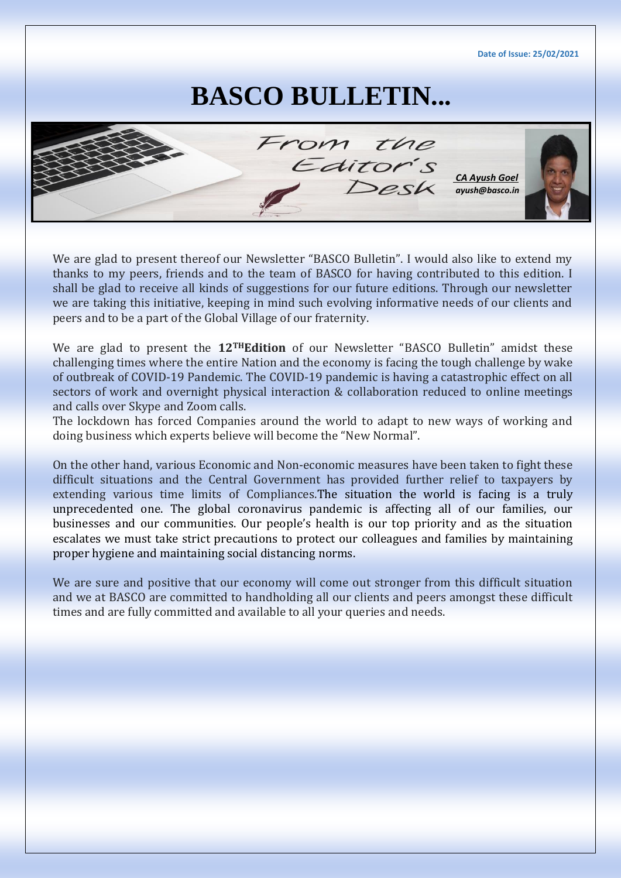Date of Issue: 25/02/2021

# BASCO BULLETIN...

## From the Editor's Desk

*CA Ayush Goel*
*ayush@basco.in*

We are glad to present thereof our Newsletter "BASCO Bulletin". I would also like to extend my thanks to my peers, friends and to the team of BASCO for having contributed to this edition. I shall be glad to receive all kinds of suggestions for our future editions. Through our newsletter we are taking this initiative, keeping in mind such evolving informative needs of our clients and peers and to be a part of the Global Village of our fraternity.

We are glad to present the **12TH Edition** of our Newsletter "BASCO Bulletin" amidst these challenging times where the entire Nation and the economy is facing the tough challenge by wake of outbreak of COVID-19 Pandemic. The COVID-19 pandemic is having a catastrophic effect on all sectors of work and overnight physical interaction & collaboration reduced to online meetings and calls over Skype and Zoom calls.

The lockdown has forced Companies around the world to adapt to new ways of working and doing business which experts believe will become the "New Normal".

On the other hand, various Economic and Non-economic measures have been taken to fight these difficult situations and the Central Government has provided further relief to taxpayers by extending various time limits of Compliances.The situation the world is facing is a truly unprecedented one. The global coronavirus pandemic is affecting all of our families, our businesses and our communities. Our people's health is our top priority and as the situation escalates we must take strict precautions to protect our colleagues and families by maintaining proper hygiene and maintaining social distancing norms.

We are sure and positive that our economy will come out stronger from this difficult situation and we at BASCO are committed to handholding all our clients and peers amongst these difficult times and are fully committed and available to all your queries and needs.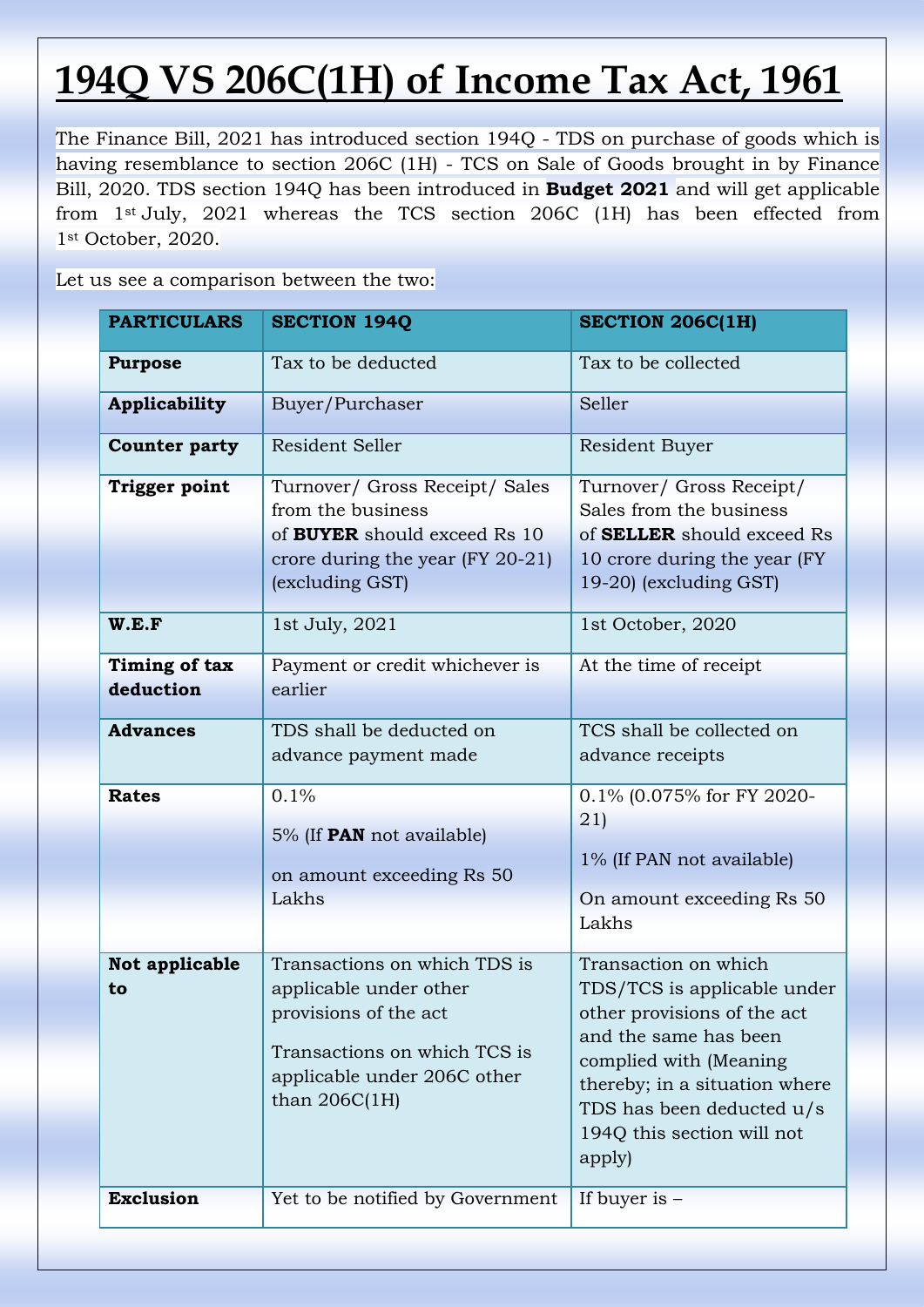# 194Q VS 206C(1H) of Income Tax Act, 1961

The Finance Bill, 2021 has introduced section 194Q - TDS on purchase of goods which is having resemblance to section 206C (1H) - TCS on Sale of Goods brought in by Finance Bill, 2020. TDS section 194Q has been introduced in **Budget 2021** and will get applicable from 1st July, 2021 whereas the TCS section 206C (1H) has been effected from 1st October, 2020.

Let us see a comparison between the two:

| PARTICULARS | SECTION 194Q | SECTION 206C(1H) |
|---|---|---|
| **Purpose** | Tax to be deducted | Tax to be collected |
| **Applicability** | Buyer/Purchaser | Seller |
| **Counter party** | Resident Seller | Resident Buyer |
| **Trigger point** | Turnover/ Gross Receipt/ Sales from the business of **BUYER** should exceed Rs 10 crore during the year (FY 20-21) (excluding GST) | Turnover/ Gross Receipt/ Sales from the business of **SELLER** should exceed Rs 10 crore during the year (FY 19-20) (excluding GST) |
| **W.E.F** | 1st July, 2021 | 1st October, 2020 |
| **Timing of tax deduction** | Payment or credit whichever is earlier | At the time of receipt |
| **Advances** | TDS shall be deducted on advance payment made | TCS shall be collected on advance receipts |
| **Rates** | 0.1%<br>5% (If **PAN** not available)<br>on amount exceeding Rs 50 Lakhs | 0.1% (0.075% for FY 2020-21)<br>1% (If PAN not available)<br>On amount exceeding Rs 50 Lakhs |
| **Not applicable to** | Transactions on which TDS is applicable under other provisions of the act<br>Transactions on which TCS is applicable under 206C other than 206C(1H) | Transaction on which TDS/TCS is applicable under other provisions of the act and the same has been complied with (Meaning thereby; in a situation where TDS has been deducted u/s 194Q this section will not apply) |
| **Exclusion** | Yet to be notified by Government | If buyer is – |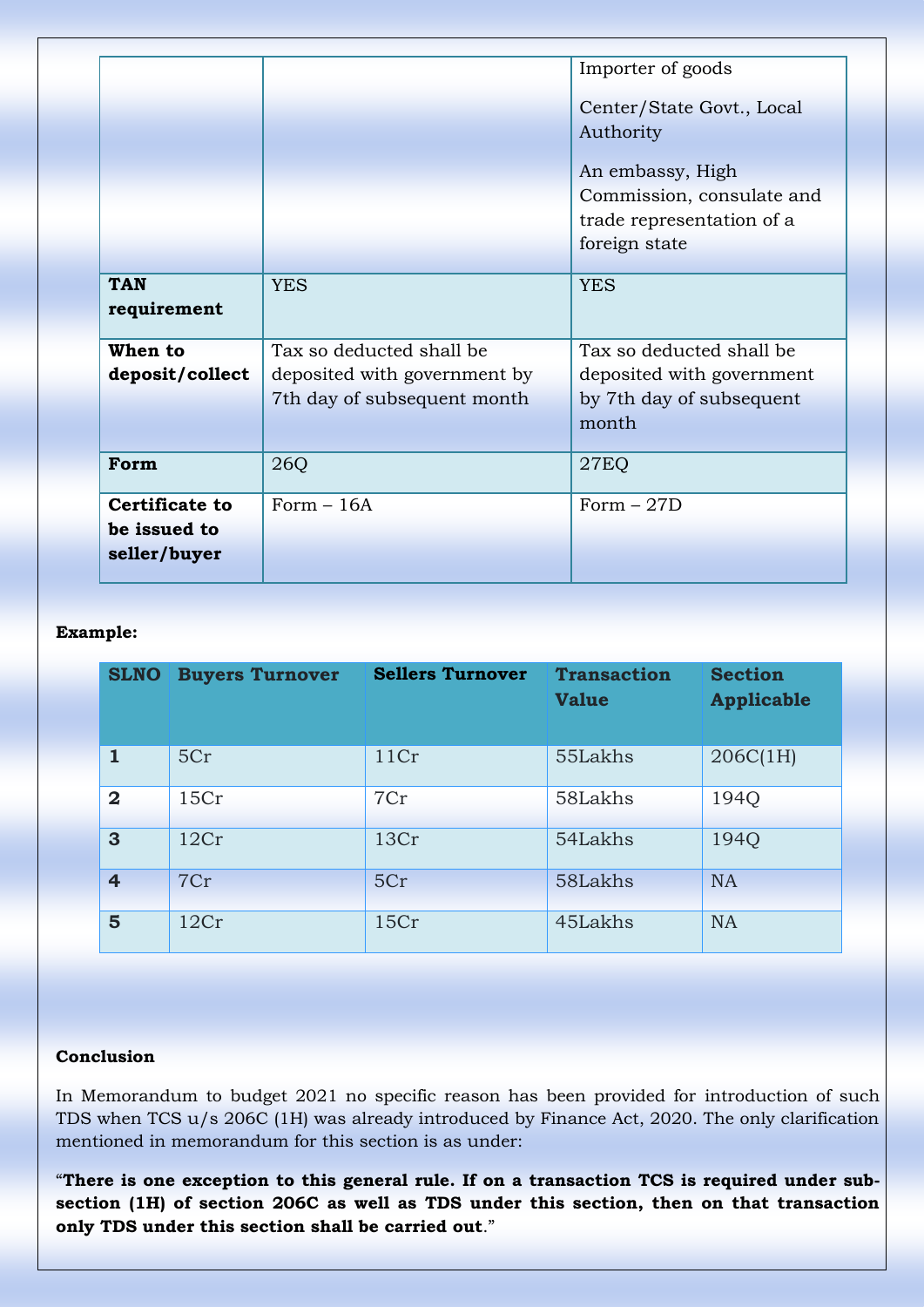| | | |
|---|---|---|
| | | Importer of goods<br><br>Center/State Govt., Local Authority<br><br>An embassy, High Commission, consulate and trade representation of a foreign state |
| **TAN requirement** | YES | YES |
| **When to deposit/collect** | Tax so deducted shall be deposited with government by 7th day of subsequent month | Tax so deducted shall be deposited with government by 7th day of subsequent month |
| **Form** | 26Q | 27EQ |
| **Certificate to be issued to seller/buyer** | Form – 16A | Form – 27D |

**Example:**

| SLNO | Buyers Turnover | Sellers Turnover | Transaction Value | Section Applicable |
|---|---|---|---|---|
| **1** | 5Cr | 11Cr | 55Lakhs | 206C(1H) |
| **2** | 15Cr | 7Cr | 58Lakhs | 194Q |
| **3** | 12Cr | 13Cr | 54Lakhs | 194Q |
| **4** | 7Cr | 5Cr | 58Lakhs | NA |
| **5** | 12Cr | 15Cr | 45Lakhs | NA |

**Conclusion**

In Memorandum to budget 2021 no specific reason has been provided for introduction of such TDS when TCS u/s 206C (1H) was already introduced by Finance Act, 2020. The only clarification mentioned in memorandum for this section is as under:

"**There is one exception to this general rule. If on a transaction TCS is required under sub-section (1H) of section 206C as well as TDS under this section, then on that transaction only TDS under this section shall be carried out**."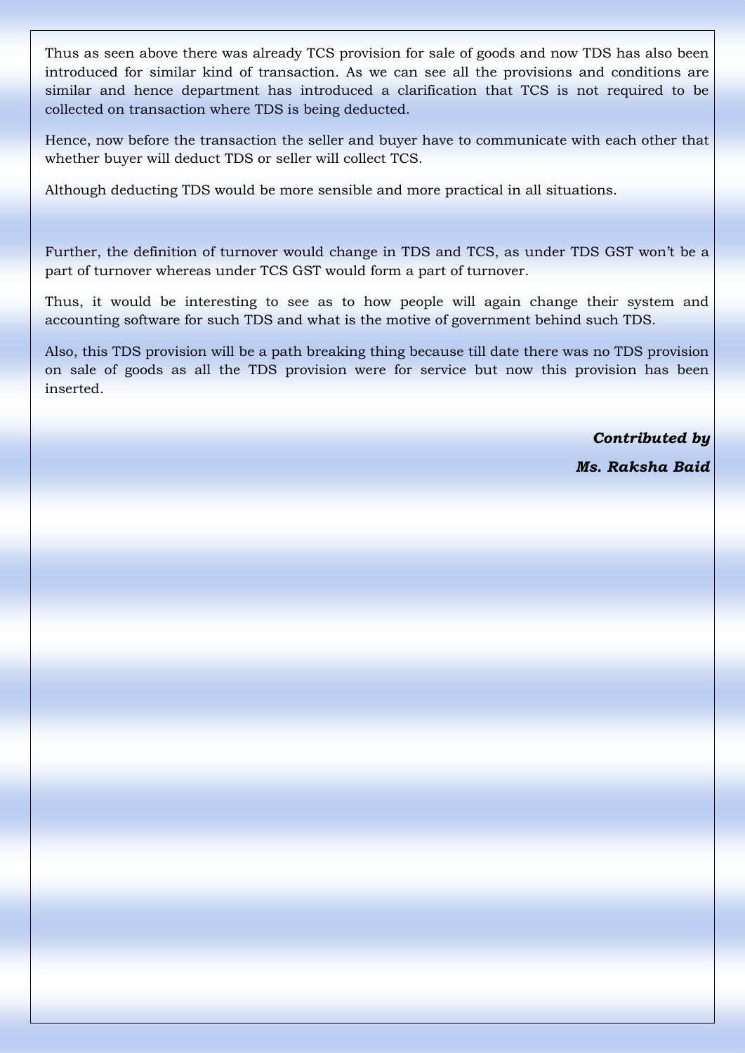Thus as seen above there was already TCS provision for sale of goods and now TDS has also been introduced for similar kind of transaction. As we can see all the provisions and conditions are similar and hence department has introduced a clarification that TCS is not required to be collected on transaction where TDS is being deducted.

Hence, now before the transaction the seller and buyer have to communicate with each other that whether buyer will deduct TDS or seller will collect TCS.

Although deducting TDS would be more sensible and more practical in all situations.

Further, the definition of turnover would change in TDS and TCS, as under TDS GST won't be a part of turnover whereas under TCS GST would form a part of turnover.

Thus, it would be interesting to see as to how people will again change their system and accounting software for such TDS and what is the motive of government behind such TDS.

Also, this TDS provision will be a path breaking thing because till date there was no TDS provision on sale of goods as all the TDS provision were for service but now this provision has been inserted.

***Contributed by***

***Ms. Raksha Baid***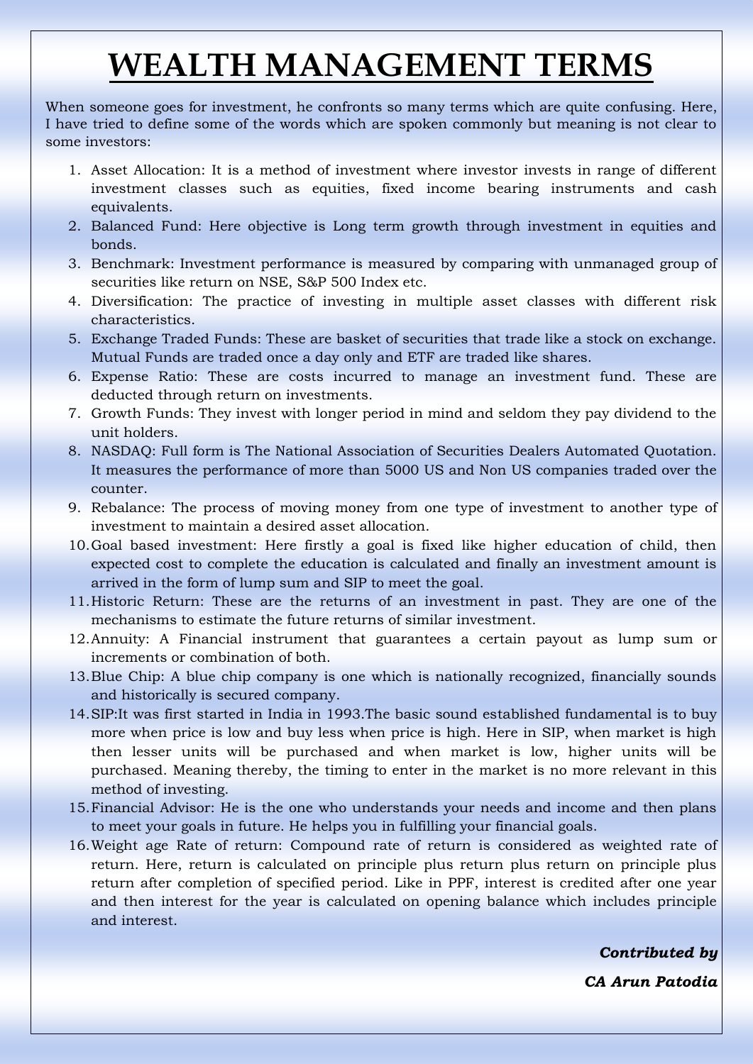# WEALTH MANAGEMENT TERMS

When someone goes for investment, he confronts so many terms which are quite confusing. Here, I have tried to define some of the words which are spoken commonly but meaning is not clear to some investors:

1. Asset Allocation: It is a method of investment where investor invests in range of different investment classes such as equities, fixed income bearing instruments and cash equivalents.
2. Balanced Fund: Here objective is Long term growth through investment in equities and bonds.
3. Benchmark: Investment performance is measured by comparing with unmanaged group of securities like return on NSE, S&P 500 Index etc.
4. Diversification: The practice of investing in multiple asset classes with different risk characteristics.
5. Exchange Traded Funds: These are basket of securities that trade like a stock on exchange. Mutual Funds are traded once a day only and ETF are traded like shares.
6. Expense Ratio: These are costs incurred to manage an investment fund. These are deducted through return on investments.
7. Growth Funds: They invest with longer period in mind and seldom they pay dividend to the unit holders.
8. NASDAQ: Full form is The National Association of Securities Dealers Automated Quotation. It measures the performance of more than 5000 US and Non US companies traded over the counter.
9. Rebalance: The process of moving money from one type of investment to another type of investment to maintain a desired asset allocation.
10. Goal based investment: Here firstly a goal is fixed like higher education of child, then expected cost to complete the education is calculated and finally an investment amount is arrived in the form of lump sum and SIP to meet the goal.
11. Historic Return: These are the returns of an investment in past. They are one of the mechanisms to estimate the future returns of similar investment.
12. Annuity: A Financial instrument that guarantees a certain payout as lump sum or increments or combination of both.
13. Blue Chip: A blue chip company is one which is nationally recognized, financially sounds and historically is secured company.
14. SIP:It was first started in India in 1993.The basic sound established fundamental is to buy more when price is low and buy less when price is high. Here in SIP, when market is high then lesser units will be purchased and when market is low, higher units will be purchased. Meaning thereby, the timing to enter in the market is no more relevant in this method of investing.
15. Financial Advisor: He is the one who understands your needs and income and then plans to meet your goals in future. He helps you in fulfilling your financial goals.
16. Weight age Rate of return: Compound rate of return is considered as weighted rate of return. Here, return is calculated on principle plus return plus return on principle plus return after completion of specified period. Like in PPF, interest is credited after one year and then interest for the year is calculated on opening balance which includes principle and interest.

***Contributed by***

***CA Arun Patodia***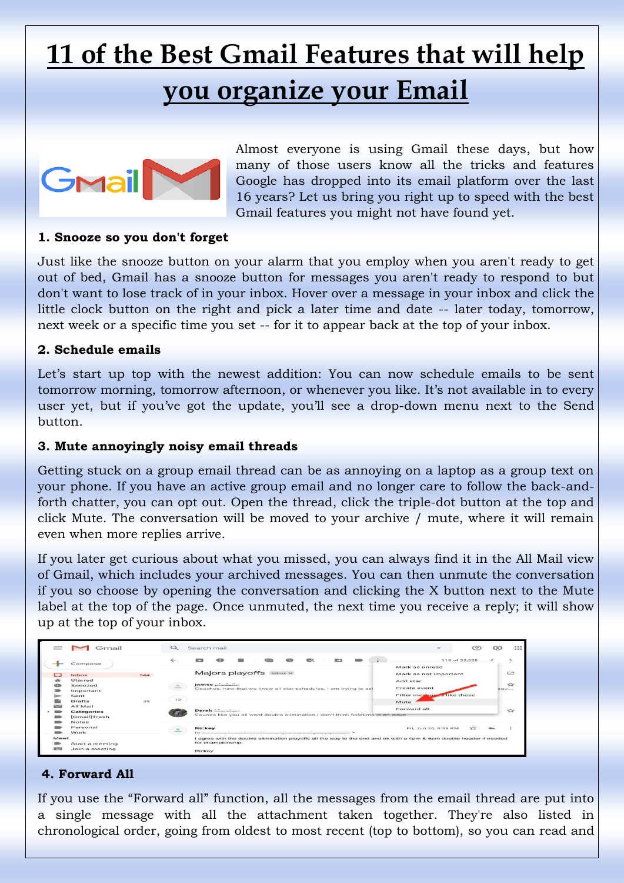# 11 of the Best Gmail Features that will help you organize your Email

Almost everyone is using Gmail these days, but how many of those users know all the tricks and features Google has dropped into its email platform over the last 16 years? Let us bring you right up to speed with the best Gmail features you might not have found yet.

**1. Snooze so you don't forget**

Just like the snooze button on your alarm that you employ when you aren't ready to get out of bed, Gmail has a snooze button for messages you aren't ready to respond to but don't want to lose track of in your inbox. Hover over a message in your inbox and click the little clock button on the right and pick a later time and date -- later today, tomorrow, next week or a specific time you set -- for it to appear back at the top of your inbox.

**2. Schedule emails**

Let's start up top with the newest addition: You can now schedule emails to be sent tomorrow morning, tomorrow afternoon, or whenever you like. It's not available in to every user yet, but if you've got the update, you'll see a drop-down menu next to the Send button.

**3. Mute annoyingly noisy email threads**

Getting stuck on a group email thread can be as annoying on a laptop as a group text on your phone. If you have an active group email and no longer care to follow the back-and-forth chatter, you can opt out. Open the thread, click the triple-dot button at the top and click Mute. The conversation will be moved to your archive / mute, where it will remain even when more replies arrive.

If you later get curious about what you missed, you can always find it in the All Mail view of Gmail, which includes your archived messages. You can then unmute the conversation if you so choose by opening the conversation and clicking the X button next to the Mute label at the top of the page. Once unmuted, the next time you receive a reply; it will show up at the top of your inbox.

**4. Forward All**

If you use the "Forward all" function, all the messages from the email thread are put into a single message with all the attachment taken together. They're also listed in chronological order, going from oldest to most recent (top to bottom), so you can read and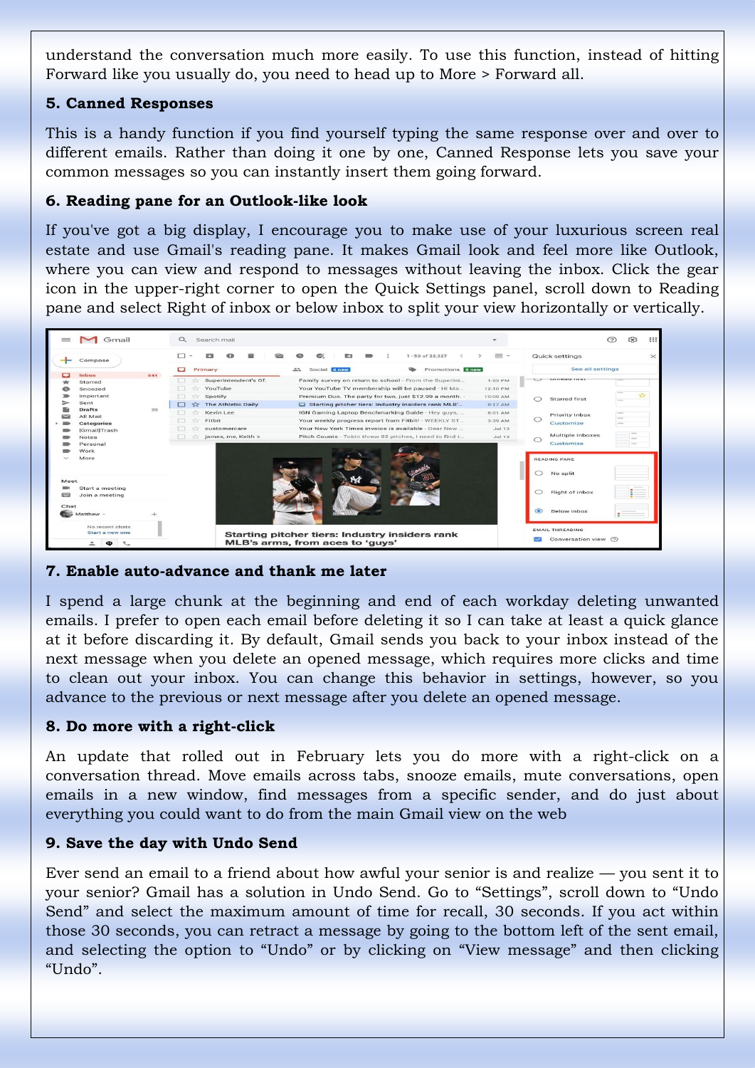understand the conversation much more easily. To use this function, instead of hitting Forward like you usually do, you need to head up to More > Forward all.

**5. Canned Responses**

This is a handy function if you find yourself typing the same response over and over to different emails. Rather than doing it one by one, Canned Response lets you save your common messages so you can instantly insert them going forward.

**6. Reading pane for an Outlook-like look**

If you've got a big display, I encourage you to make use of your luxurious screen real estate and use Gmail's reading pane. It makes Gmail look and feel more like Outlook, where you can view and respond to messages without leaving the inbox. Click the gear icon in the upper-right corner to open the Quick Settings panel, scroll down to Reading pane and select Right of inbox or below inbox to split your view horizontally or vertically.

**7. Enable auto-advance and thank me later**

I spend a large chunk at the beginning and end of each workday deleting unwanted emails. I prefer to open each email before deleting it so I can take at least a quick glance at it before discarding it. By default, Gmail sends you back to your inbox instead of the next message when you delete an opened message, which requires more clicks and time to clean out your inbox. You can change this behavior in settings, however, so you advance to the previous or next message after you delete an opened message.

**8. Do more with a right-click**

An update that rolled out in February lets you do more with a right-click on a conversation thread. Move emails across tabs, snooze emails, mute conversations, open emails in a new window, find messages from a specific sender, and do just about everything you could want to do from the main Gmail view on the web

**9. Save the day with Undo Send**

Ever send an email to a friend about how awful your senior is and realize — you sent it to your senior? Gmail has a solution in Undo Send. Go to "Settings", scroll down to "Undo Send" and select the maximum amount of time for recall, 30 seconds. If you act within those 30 seconds, you can retract a message by going to the bottom left of the sent email, and selecting the option to "Undo" or by clicking on "View message" and then clicking "Undo".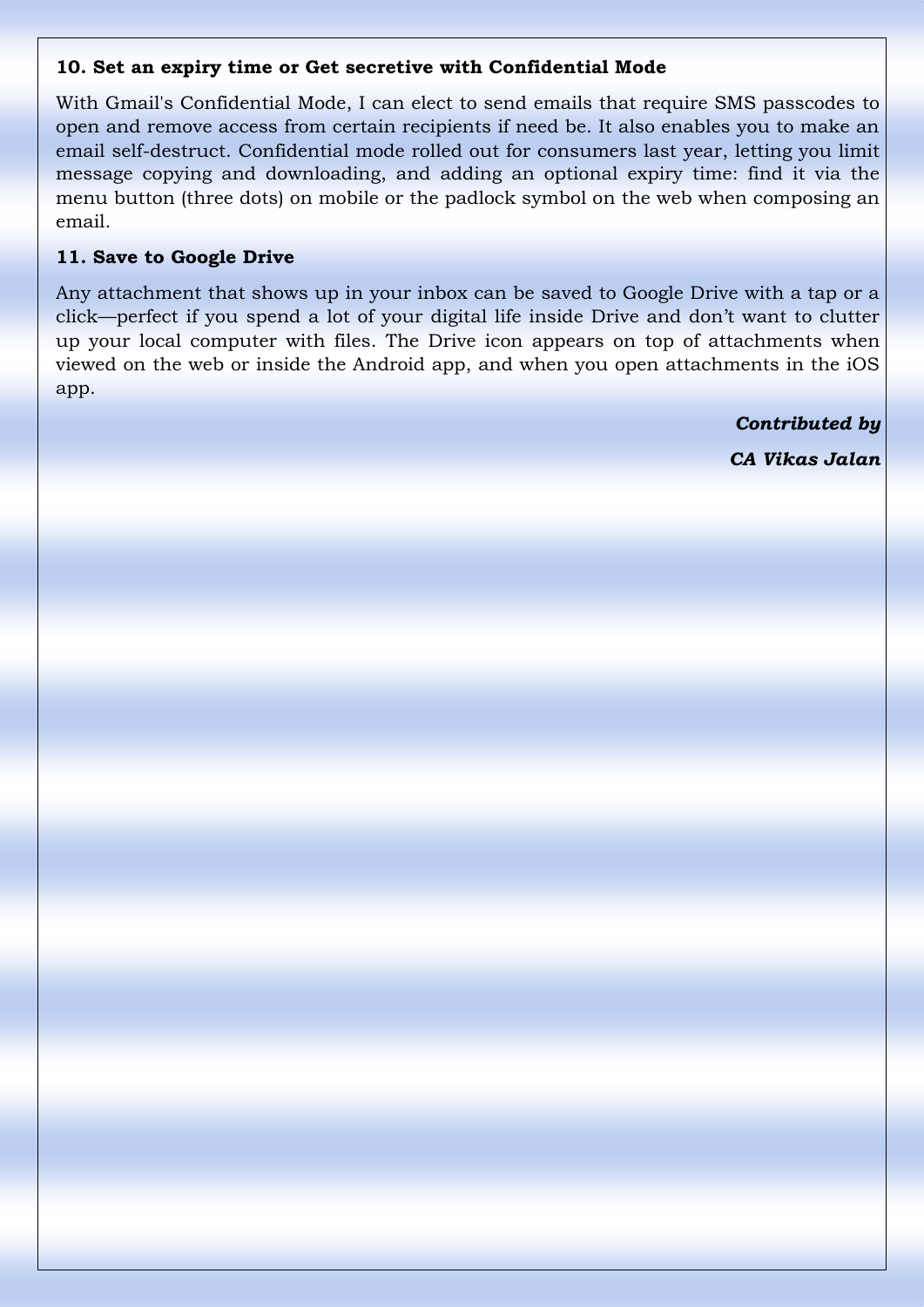### 10. Set an expiry time or Get secretive with Confidential Mode

With Gmail's Confidential Mode, I can elect to send emails that require SMS passcodes to open and remove access from certain recipients if need be. It also enables you to make an email self-destruct. Confidential mode rolled out for consumers last year, letting you limit message copying and downloading, and adding an optional expiry time: find it via the menu button (three dots) on mobile or the padlock symbol on the web when composing an email.

### 11. Save to Google Drive

Any attachment that shows up in your inbox can be saved to Google Drive with a tap or a click—perfect if you spend a lot of your digital life inside Drive and don’t want to clutter up your local computer with files. The Drive icon appears on top of attachments when viewed on the web or inside the Android app, and when you open attachments in the iOS app.

***Contributed by***

***CA Vikas Jalan***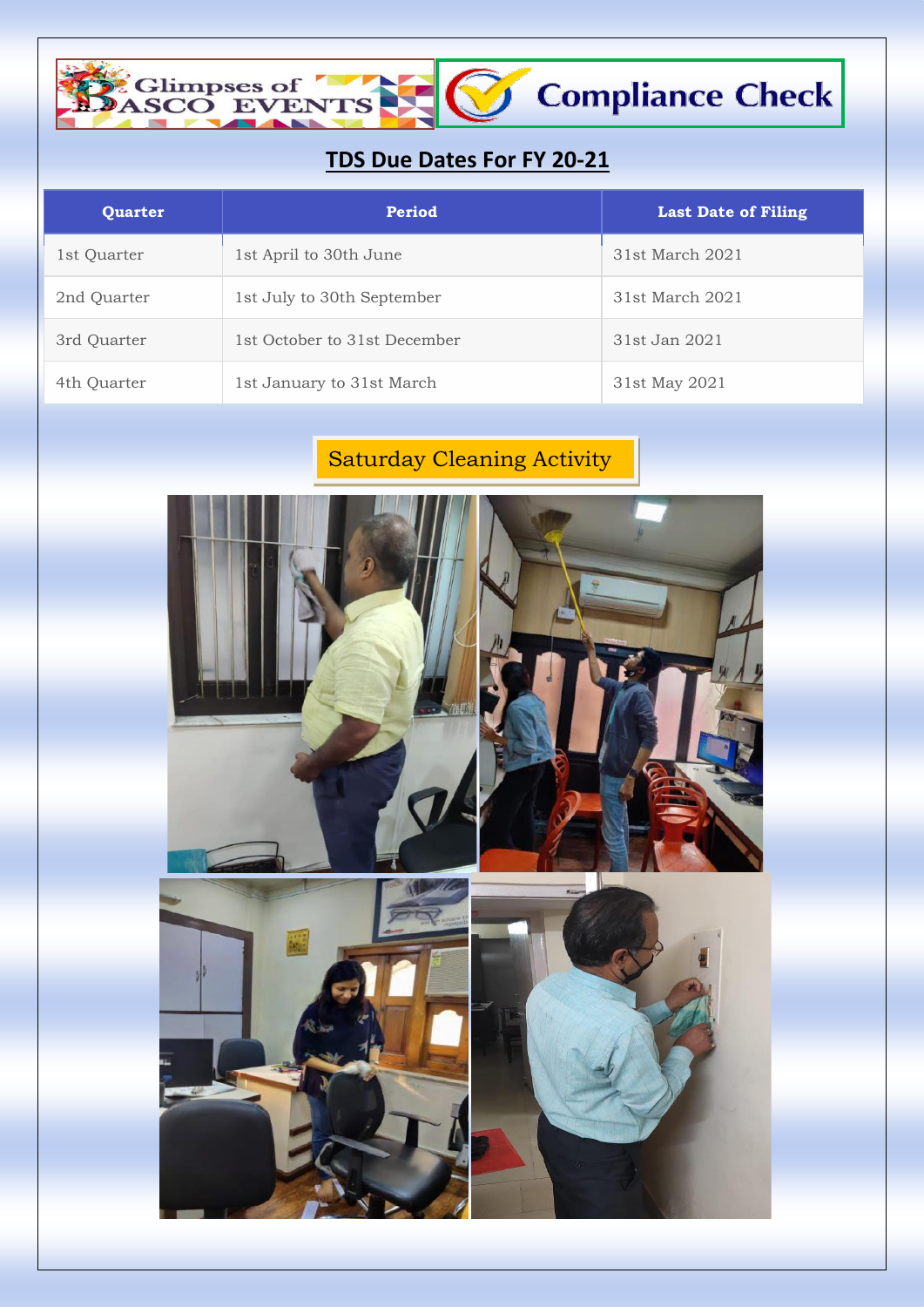Glimpses of BASCO EVENTS

Compliance Check

## TDS Due Dates For FY 20-21

| Quarter | Period | Last Date of Filing |
| --- | --- | --- |
| 1st Quarter | 1st April to 30th June | 31st March 2021 |
| 2nd Quarter | 1st July to 30th September | 31st March 2021 |
| 3rd Quarter | 1st October to 31st December | 31st Jan 2021 |
| 4th Quarter | 1st January to 31st March | 31st May 2021 |

### Saturday Cleaning Activity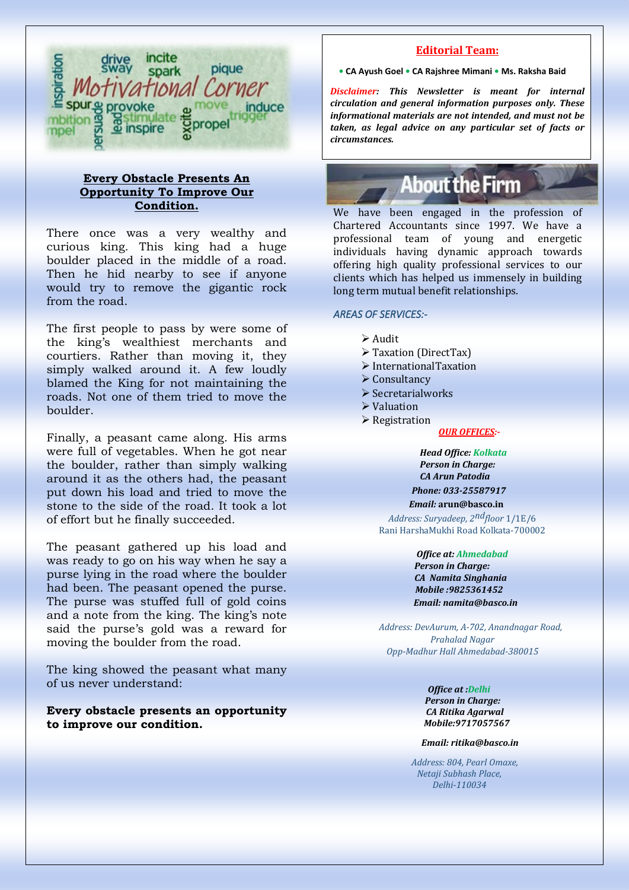Motivational Corner

### Every Obstacle Presents An Opportunity To Improve Our Condition.

There once was a very wealthy and curious king. This king had a huge boulder placed in the middle of a road. Then he hid nearby to see if anyone would try to remove the gigantic rock from the road.

The first people to pass by were some of the king's wealthiest merchants and courtiers. Rather than moving it, they simply walked around it. A few loudly blamed the King for not maintaining the roads. Not one of them tried to move the boulder.

Finally, a peasant came along. His arms were full of vegetables. When he got near the boulder, rather than simply walking around it as the others had, the peasant put down his load and tried to move the stone to the side of the road. It took a lot of effort but he finally succeeded.

The peasant gathered up his load and was ready to go on his way when he say a purse lying in the road where the boulder had been. The peasant opened the purse. The purse was stuffed full of gold coins and a note from the king. The king's note said the purse's gold was a reward for moving the boulder from the road.

The king showed the peasant what many of us never understand:

**Every obstacle presents an opportunity to improve our condition.**

## Editorial Team:

• CA Ayush Goel • CA Rajshree Mimani • Ms. Raksha Baid

***Disclaimer: This Newsletter is meant for internal circulation and general information purposes only. These informational materials are not intended, and must not be taken, as legal advice on any particular set of facts or circumstances.***

## About the Firm

We have been engaged in the profession of Chartered Accountants since 1997. We have a professional team of young and energetic individuals having dynamic approach towards offering high quality professional services to our clients which has helped us immensely in building long term mutual benefit relationships.

*AREAS OF SERVICES:-*

- Audit
- Taxation (DirectTax)
- InternationalTaxation
- Consultancy
- Secretarialworks
- Valuation
- Registration

***OUR OFFICES:-***

***Head Office: Kolkata***
***Person in Charge:***
***CA Arun Patodia***
***Phone: 033-25587917***
***Email:*** **arun@basco.in**
*Address: Suryadeep, 2nd floor* 1/1E/6 Rani HarshaMukhi Road Kolkata-700002

***Office at: Ahmedabad***
***Person in Charge:***
***CA Namita Singhania***
***Mobile :9825361452***
***Email: namita@basco.in***

*Address: DevAurum, A-702, Anandnagar Road, Prahalad Nagar Opp-Madhur Hall Ahmedabad-380015*

***Office at :Delhi***
***Person in Charge:***
***CA Ritika Agarwal***
***Mobile:9717057567***

***Email: ritika@basco.in***

*Address: 804, Pearl Omaxe, Netaji Subhash Place, Delhi-110034*